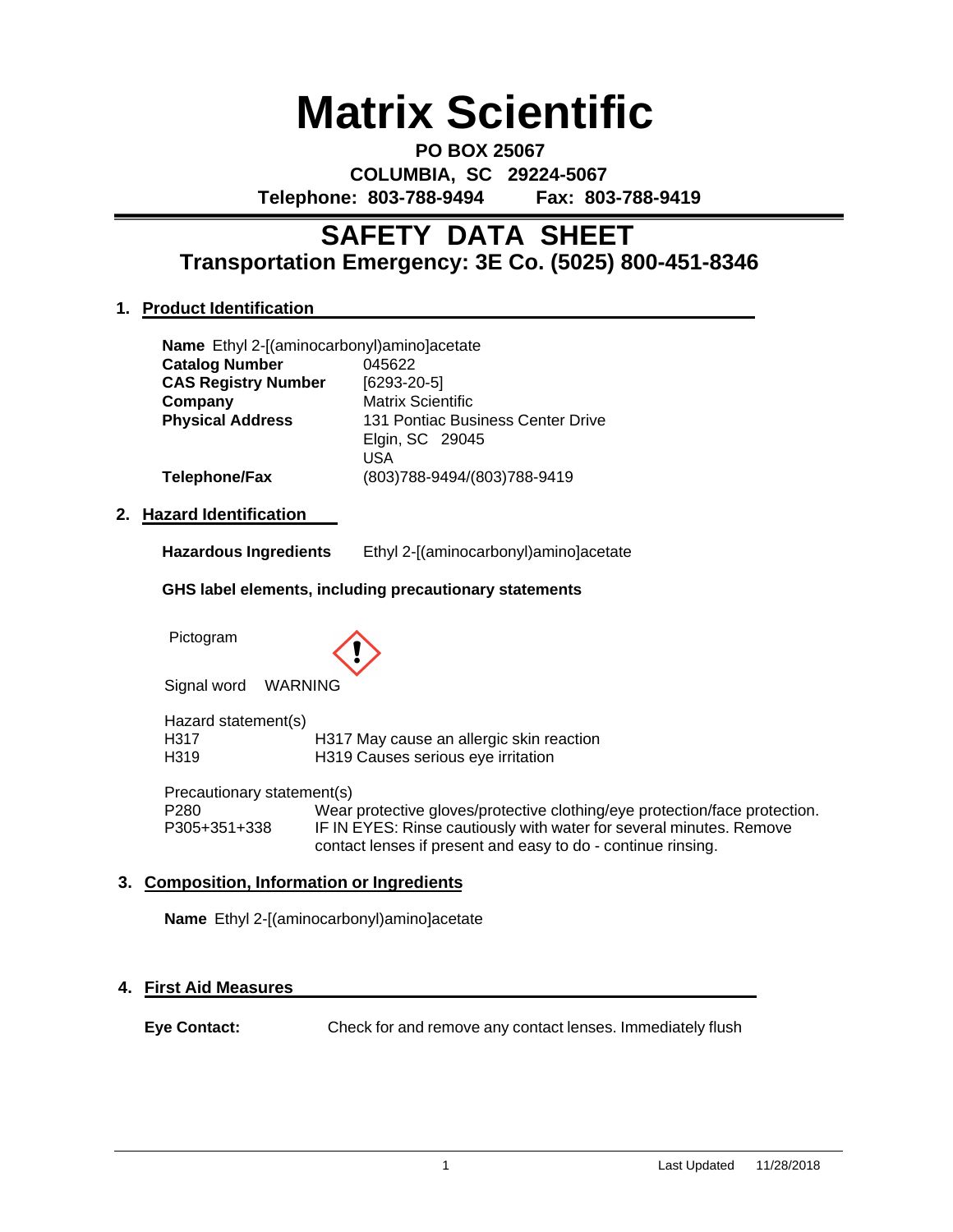# Matrix Scientific

**PO BOX 25067**
**COLUMBIA, SC 29224-5067**
**Telephone: 803-788-9494 Fax: 803-788-9419**

## SAFETY DATA SHEET
### Transportation Emergency: 3E Co. (5025) 800-451-8346

### 1. Product Identification

**Name** Ethyl 2-[(aminocarbonyl)amino]acetate
**Catalog Number** 045622
**CAS Registry Number** [6293-20-5]
**Company** Matrix Scientific
**Physical Address** 131 Pontiac Business Center Drive
Elgin, SC 29045
USA
**Telephone/Fax** (803)788-9494/(803)788-9419

### 2. Hazard Identification

**Hazardous Ingredients** Ethyl 2-[(aminocarbonyl)amino]acetate

**GHS label elements, including precautionary statements**

Pictogram

Signal word WARNING

Hazard statement(s)

| | |
|---|---|
| H317 | H317 May cause an allergic skin reaction |
| H319 | H319 Causes serious eye irritation |

Precautionary statement(s)

| | |
|---|---|
| P280 | Wear protective gloves/protective clothing/eye protection/face protection. |
| P305+351+338 | IF IN EYES: Rinse cautiously with water for several minutes. Remove contact lenses if present and easy to do - continue rinsing. |

### 3. Composition, Information or Ingredients

**Name** Ethyl 2-[(aminocarbonyl)amino]acetate

### 4. First Aid Measures

**Eye Contact:** Check for and remove any contact lenses. Immediately flush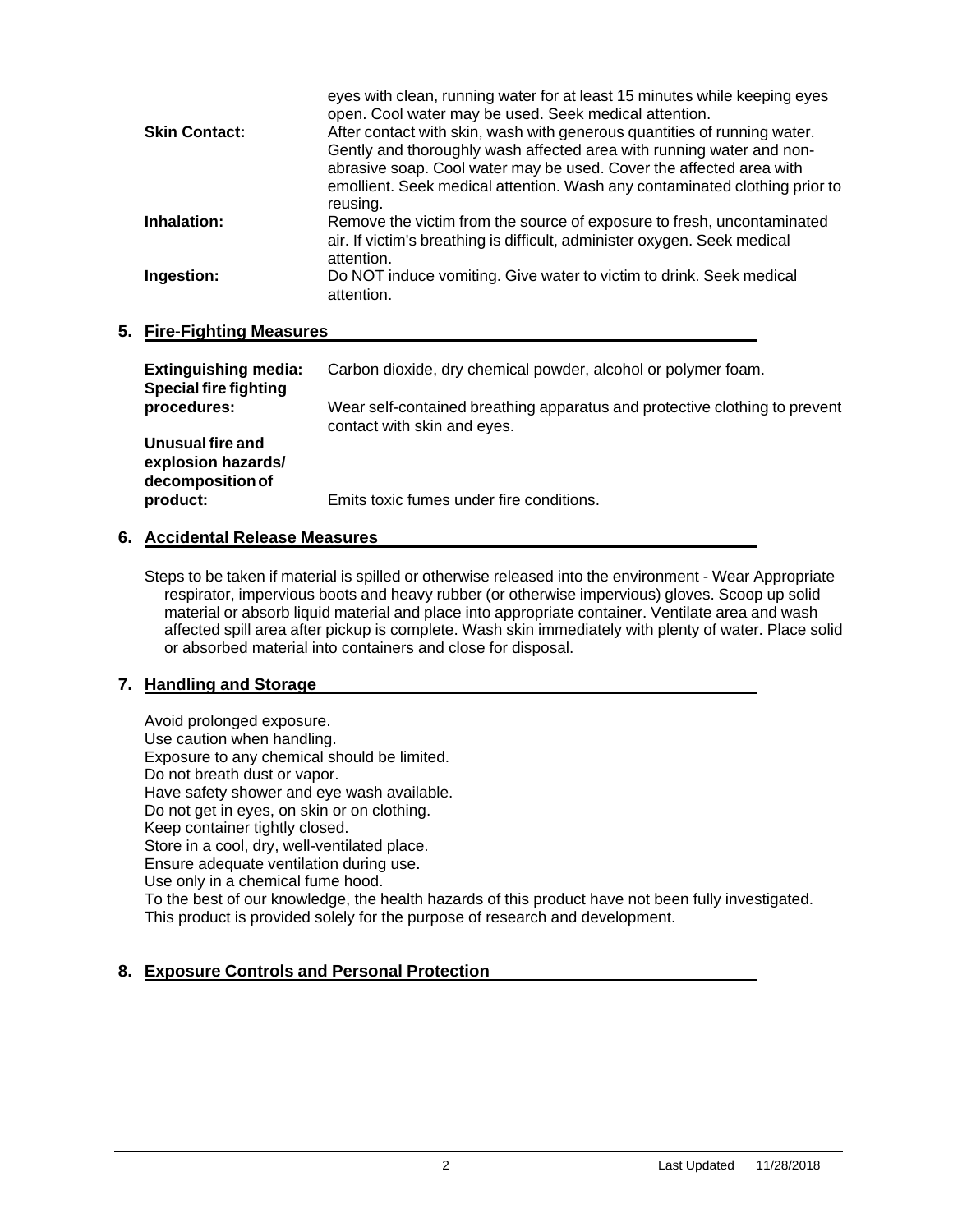eyes with clean, running water for at least 15 minutes while keeping eyes open. Cool water may be used. Seek medical attention.

**Skin Contact:** After contact with skin, wash with generous quantities of running water. Gently and thoroughly wash affected area with running water and non-abrasive soap. Cool water may be used. Cover the affected area with emollient. Seek medical attention. Wash any contaminated clothing prior to reusing.

**Inhalation:** Remove the victim from the source of exposure to fresh, uncontaminated air. If victim's breathing is difficult, administer oxygen. Seek medical attention.

**Ingestion:** Do NOT induce vomiting. Give water to victim to drink. Seek medical attention.

## 5. Fire-Fighting Measures

**Extinguishing media:** Carbon dioxide, dry chemical powder, alcohol or polymer foam.

**Special fire fighting procedures:** Wear self-contained breathing apparatus and protective clothing to prevent contact with skin and eyes.

**Unusual fire and explosion hazards/ decomposition of product:** Emits toxic fumes under fire conditions.

## 6. Accidental Release Measures

Steps to be taken if material is spilled or otherwise released into the environment - Wear Appropriate respirator, impervious boots and heavy rubber (or otherwise impervious) gloves. Scoop up solid material or absorb liquid material and place into appropriate container. Ventilate area and wash affected spill area after pickup is complete. Wash skin immediately with plenty of water. Place solid or absorbed material into containers and close for disposal.

## 7. Handling and Storage

Avoid prolonged exposure.
Use caution when handling.
Exposure to any chemical should be limited.
Do not breath dust or vapor.
Have safety shower and eye wash available.
Do not get in eyes, on skin or on clothing.
Keep container tightly closed.
Store in a cool, dry, well-ventilated place.
Ensure adequate ventilation during use.
Use only in a chemical fume hood.
To the best of our knowledge, the health hazards of this product have not been fully investigated.
This product is provided solely for the purpose of research and development.

## 8. Exposure Controls and Personal Protection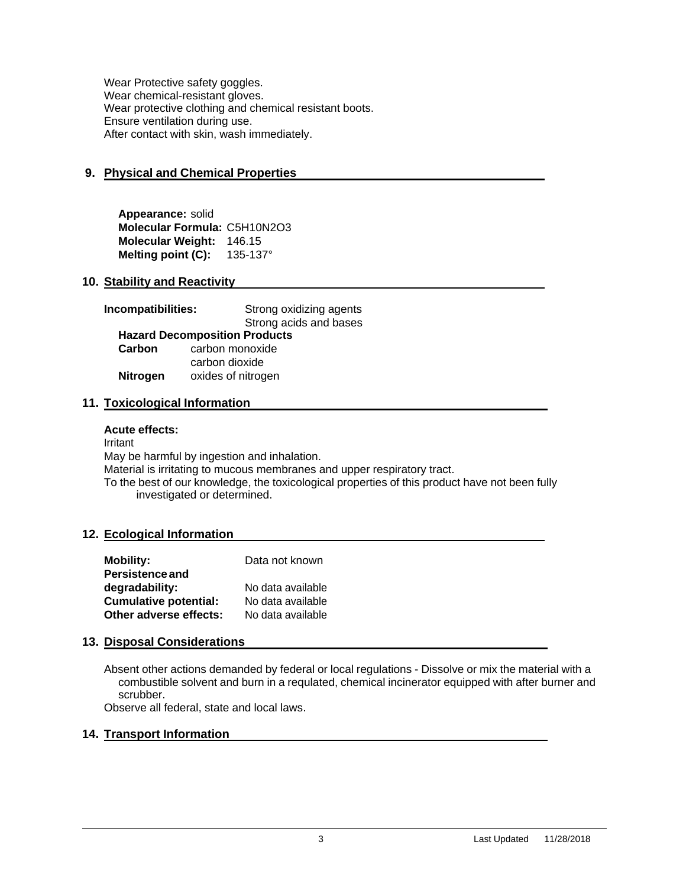Wear Protective safety goggles.
Wear chemical-resistant gloves.
Wear protective clothing and chemical resistant boots.
Ensure ventilation during use.
After contact with skin, wash immediately.

## 9. Physical and Chemical Properties

**Appearance:** solid
**Molecular Formula:** $C_5H_{10}N_2O_3$
**Molecular Weight:** 146.15
**Melting point (C):** 135-137°

## 10. Stability and Reactivity

**Incompatibilities:** Strong oxidizing agents
Strong acids and bases

**Hazard Decomposition Products**

| | |
|---|---|
| **Carbon** | carbon monoxide |
| | carbon dioxide |
| **Nitrogen** | oxides of nitrogen |

## 11. Toxicological Information

**Acute effects:**

Irritant
May be harmful by ingestion and inhalation.
Material is irritating to mucous membranes and upper respiratory tract.
To the best of our knowledge, the toxicological properties of this product have not been fully investigated or determined.

## 12. Ecological Information

| | |
|---|---|
| **Mobility:** | Data not known |
| **Persistence and degradability:** | No data available |
| **Cumulative potential:** | No data available |
| **Other adverse effects:** | No data available |

## 13. Disposal Considerations

Absent other actions demanded by federal or local regulations - Dissolve or mix the material with a combustible solvent and burn in a requlated, chemical incinerator equipped with after burner and scrubber.
Observe all federal, state and local laws.

## 14. Transport Information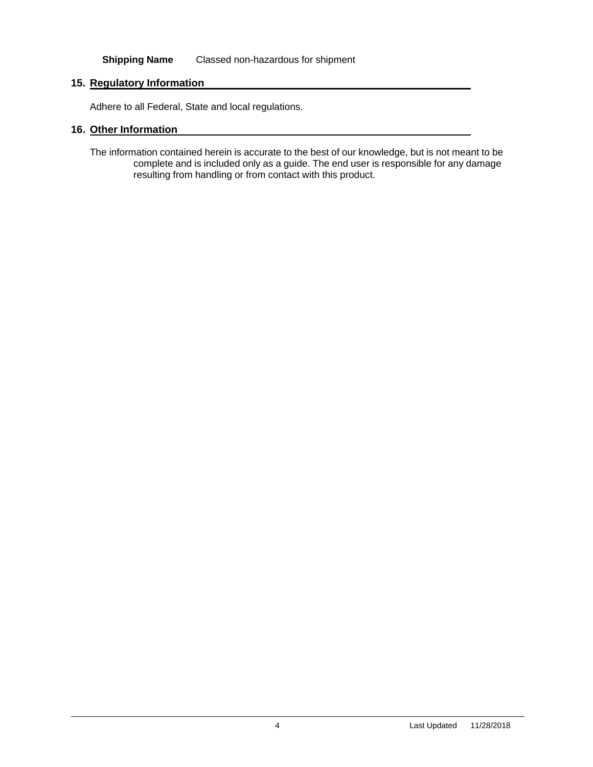**Shipping Name** Classed non-hazardous for shipment

## 15. Regulatory Information

Adhere to all Federal, State and local regulations.

## 16. Other Information

The information contained herein is accurate to the best of our knowledge, but is not meant to be complete and is included only as a guide. The end user is responsible for any damage resulting from handling or from contact with this product.